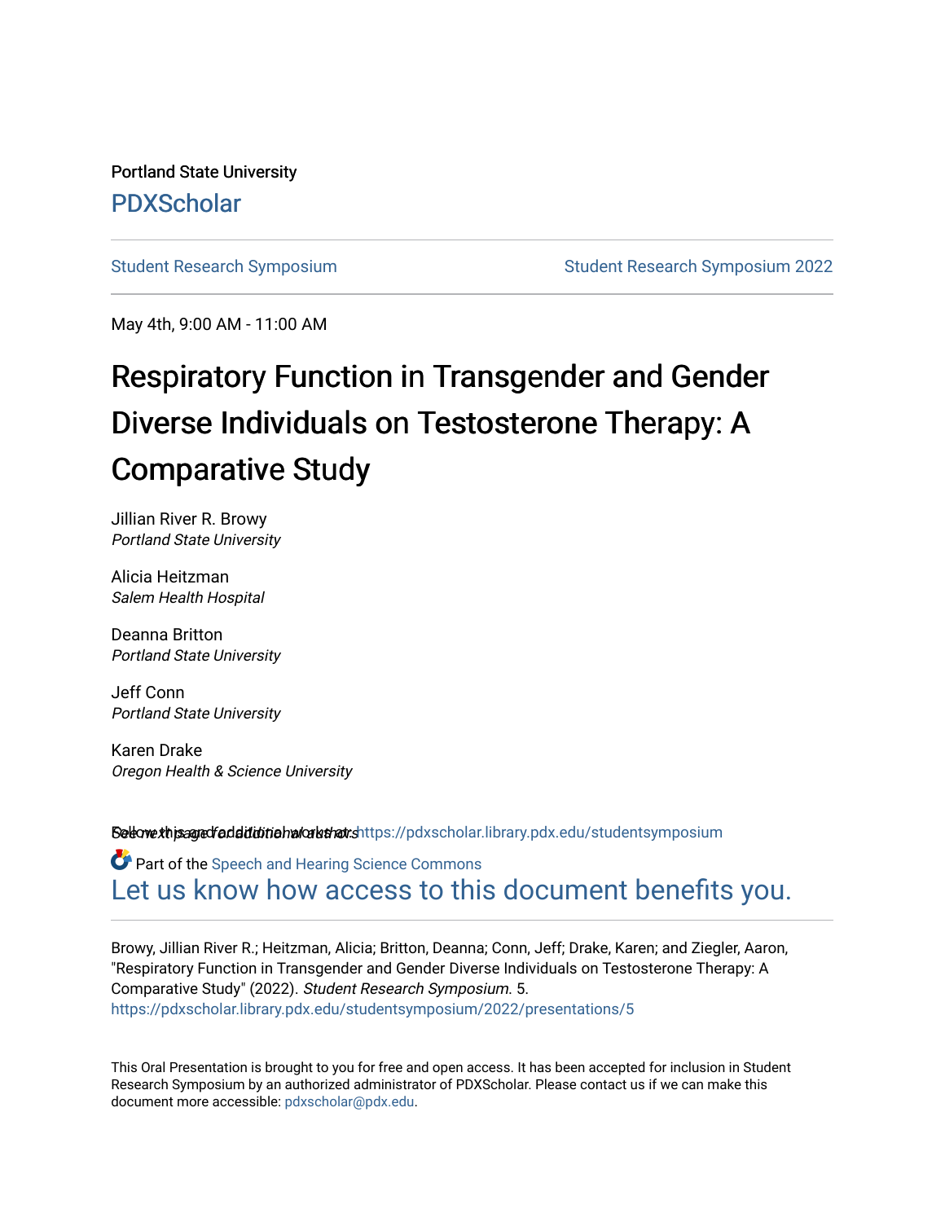Portland State University

PDXScholar

Student Research Symposium | Student Research Symposium 2022

May 4th, 9:00 AM - 11:00 AM

# Respiratory Function in Transgender and Gender Diverse Individuals on Testosterone Therapy: A Comparative Study

Jillian River R. Browy
*Portland State University*

Alicia Heitzman
*Salem Health Hospital*

Deanna Britton
*Portland State University*

Jeff Conn
*Portland State University*

Karen Drake
*Oregon Health & Science University*

See next page for additional authors

Follow this and additional works at: https://pdxscholar.library.pdx.edu/studentsymposium

Part of the Speech and Hearing Science Commons

Let us know how access to this document benefits you.

Browy, Jillian River R.; Heitzman, Alicia; Britton, Deanna; Conn, Jeff; Drake, Karen; and Ziegler, Aaron, "Respiratory Function in Transgender and Gender Diverse Individuals on Testosterone Therapy: A Comparative Study" (2022). *Student Research Symposium*. 5.
https://pdxscholar.library.pdx.edu/studentsymposium/2022/presentations/5

This Oral Presentation is brought to you for free and open access. It has been accepted for inclusion in Student Research Symposium by an authorized administrator of PDXScholar. Please contact us if we can make this document more accessible: pdxscholar@pdx.edu.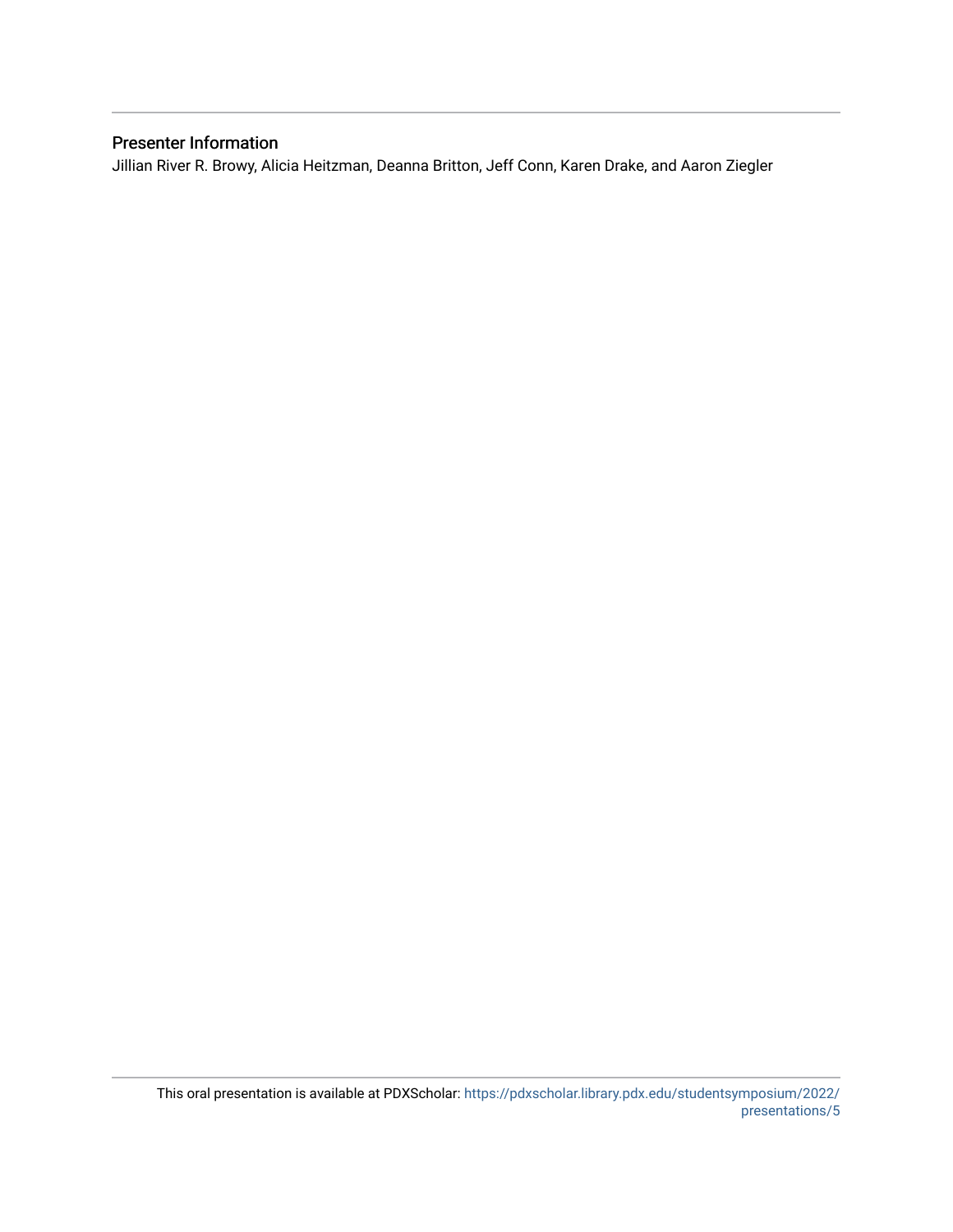## Presenter Information

Jillian River R. Browy, Alicia Heitzman, Deanna Britton, Jeff Conn, Karen Drake, and Aaron Ziegler

This oral presentation is available at PDXScholar: https://pdxscholar.library.pdx.edu/studentsymposium/2022/presentations/5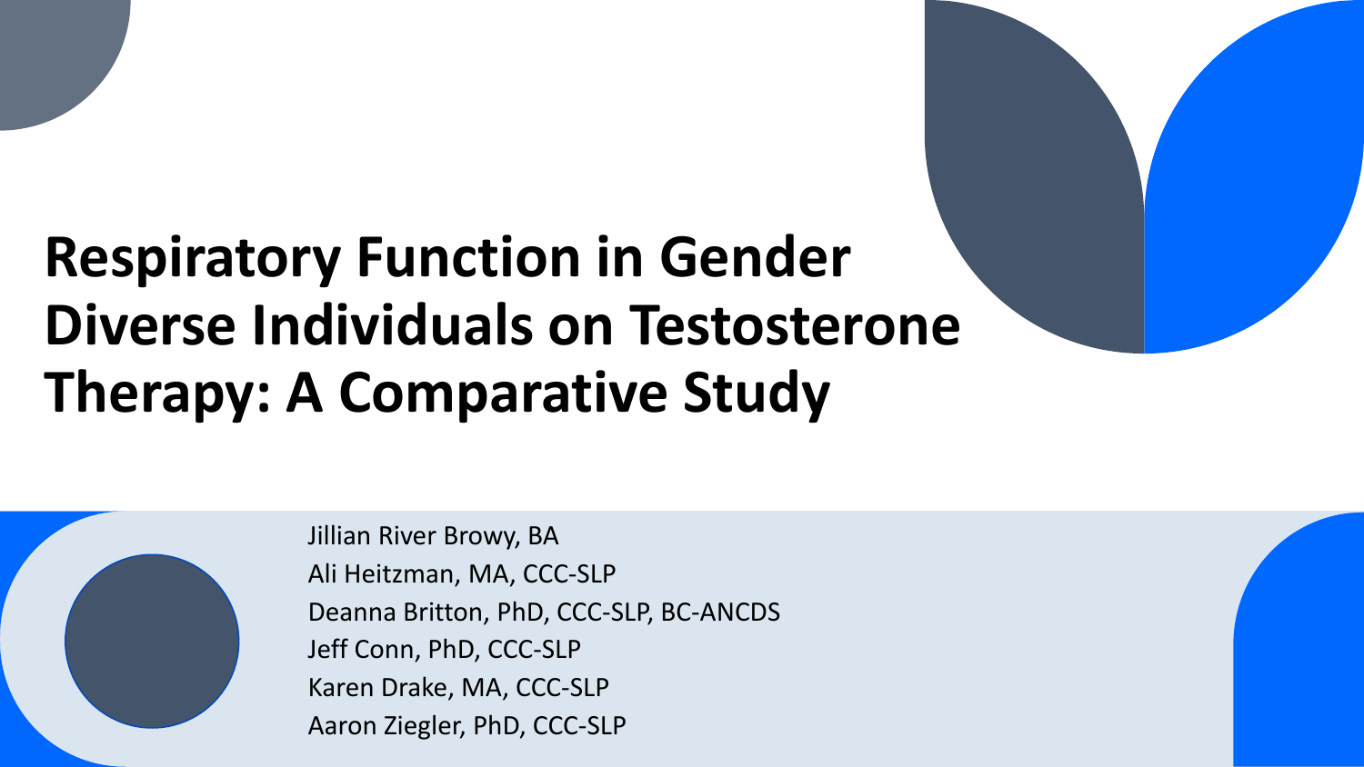# Respiratory Function in Gender Diverse Individuals on Testosterone Therapy: A Comparative Study

Jillian River Browy, BA
Ali Heitzman, MA, CCC-SLP
Deanna Britton, PhD, CCC-SLP, BC-ANCDS
Jeff Conn, PhD, CCC-SLP
Karen Drake, MA, CCC-SLP
Aaron Ziegler, PhD, CCC-SLP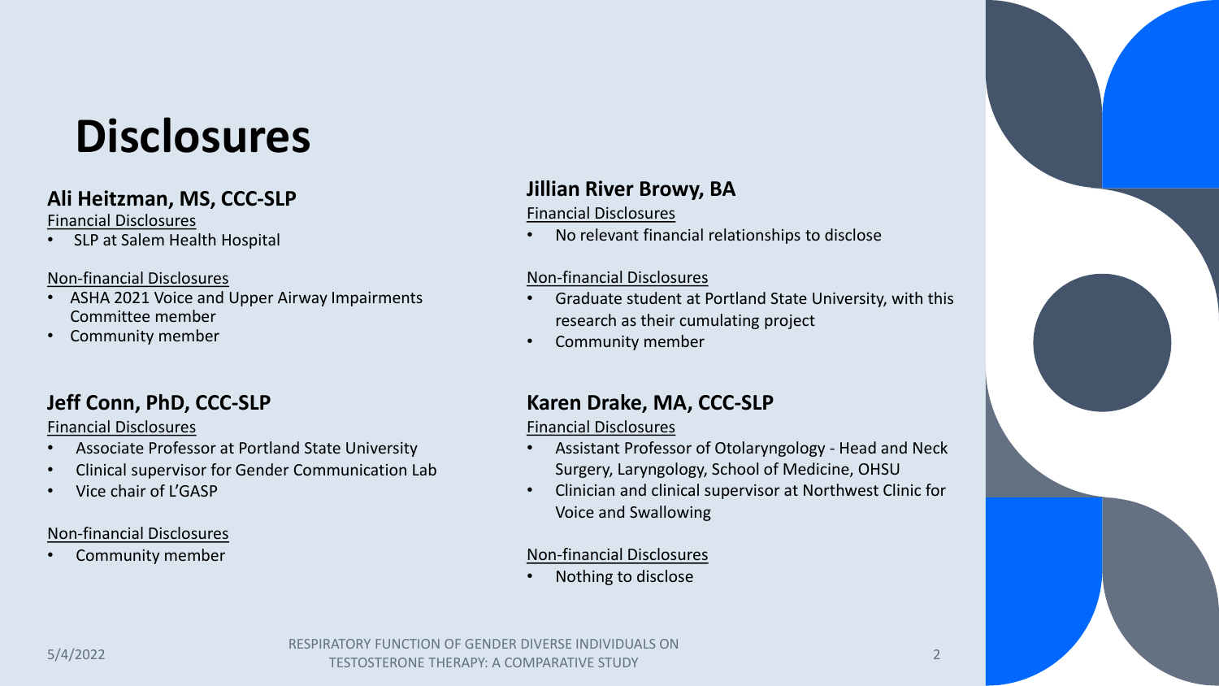# Disclosures

### Ali Heitzman, MS, CCC-SLP

Financial Disclosures

- SLP at Salem Health Hospital

Non-financial Disclosures

- ASHA 2021 Voice and Upper Airway Impairments Committee member
- Community member

### Jeff Conn, PhD, CCC-SLP

Financial Disclosures

- Associate Professor at Portland State University
- Clinical supervisor for Gender Communication Lab
- Vice chair of L'GASP

Non-financial Disclosures

- Community member

### Jillian River Browy, BA

Financial Disclosures

- No relevant financial relationships to disclose

Non-financial Disclosures

- Graduate student at Portland State University, with this research as their cumulating project
- Community member

### Karen Drake, MA, CCC-SLP

Financial Disclosures

- Assistant Professor of Otolaryngology - Head and Neck Surgery, Laryngology, School of Medicine, OHSU
- Clinician and clinical supervisor at Northwest Clinic for Voice and Swallowing

Non-financial Disclosures

- Nothing to disclose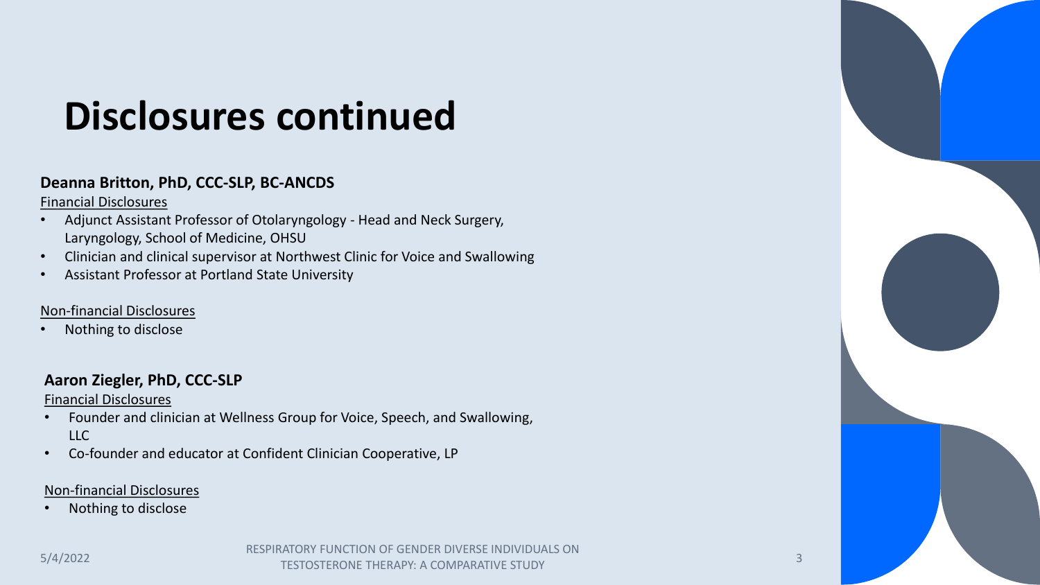# Disclosures continued

**Deanna Britton, PhD, CCC-SLP, BC-ANCDS**

Financial Disclosures

- Adjunct Assistant Professor of Otolaryngology - Head and Neck Surgery, Laryngology, School of Medicine, OHSU
- Clinician and clinical supervisor at Northwest Clinic for Voice and Swallowing
- Assistant Professor at Portland State University

Non-financial Disclosures

- Nothing to disclose

**Aaron Ziegler, PhD, CCC-SLP**

Financial Disclosures

- Founder and clinician at Wellness Group for Voice, Speech, and Swallowing, LLC
- Co-founder and educator at Confident Clinician Cooperative, LP

Non-financial Disclosures

- Nothing to disclose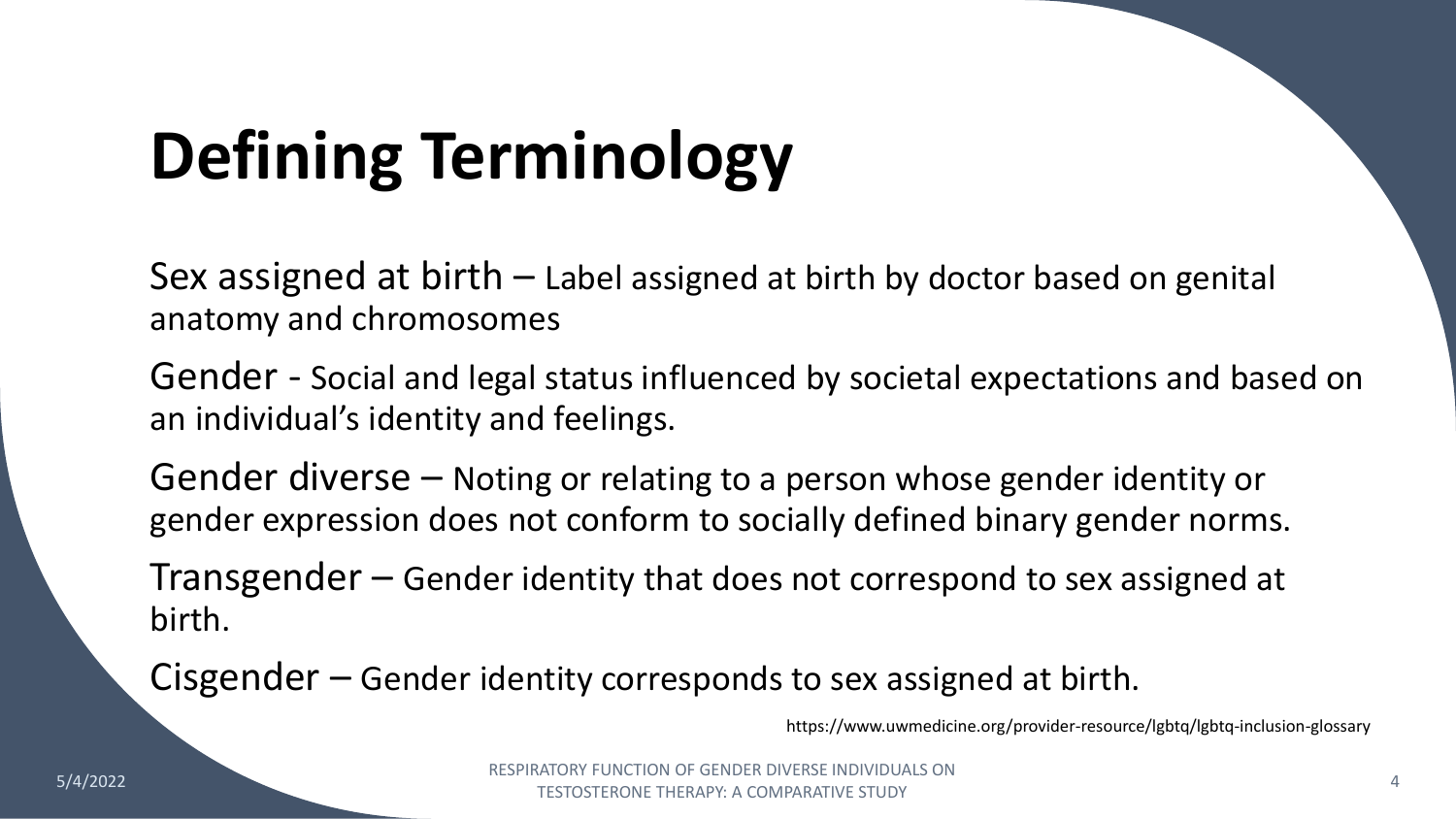# Defining Terminology

Sex assigned at birth – Label assigned at birth by doctor based on genital anatomy and chromosomes

Gender - Social and legal status influenced by societal expectations and based on an individual's identity and feelings.

Gender diverse – Noting or relating to a person whose gender identity or gender expression does not conform to socially defined binary gender norms.

Transgender – Gender identity that does not correspond to sex assigned at birth.

Cisgender – Gender identity corresponds to sex assigned at birth.

https://www.uwmedicine.org/provider-resource/lgbtq/lgbtq-inclusion-glossary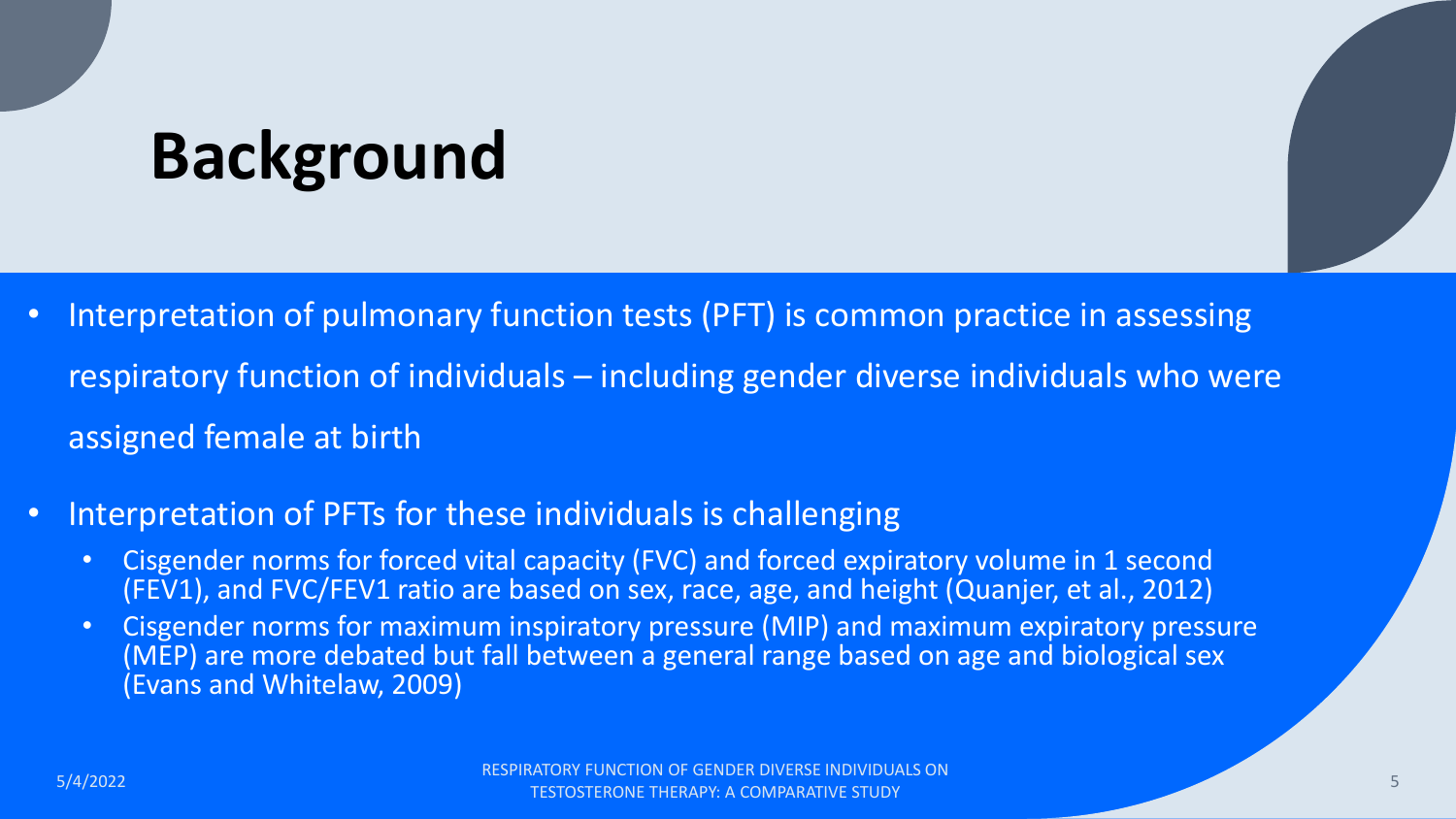# Background

- Interpretation of pulmonary function tests (PFT) is common practice in assessing respiratory function of individuals – including gender diverse individuals who were assigned female at birth
- Interpretation of PFTs for these individuals is challenging
  - Cisgender norms for forced vital capacity (FVC) and forced expiratory volume in 1 second (FEV1), and FVC/FEV1 ratio are based on sex, race, age, and height (Quanjer, et al., 2012)
  - Cisgender norms for maximum inspiratory pressure (MIP) and maximum expiratory pressure (MEP) are more debated but fall between a general range based on age and biological sex (Evans and Whitelaw, 2009)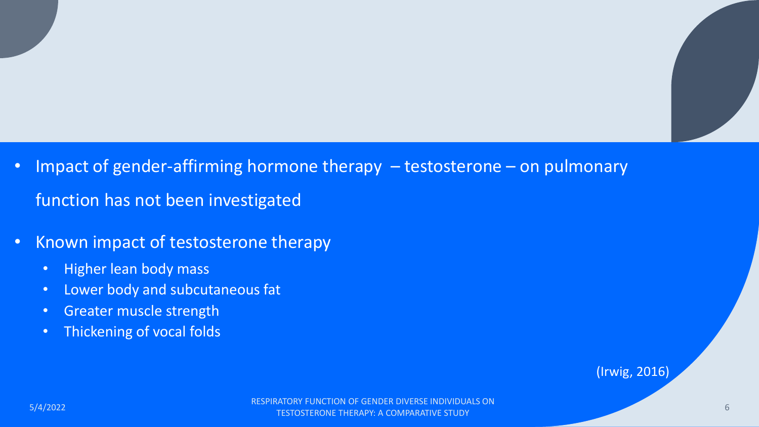- Impact of gender-affirming hormone therapy – testosterone – on pulmonary function has not been investigated
- Known impact of testosterone therapy
  - Higher lean body mass
  - Lower body and subcutaneous fat
  - Greater muscle strength
  - Thickening of vocal folds

(Irwig, 2016)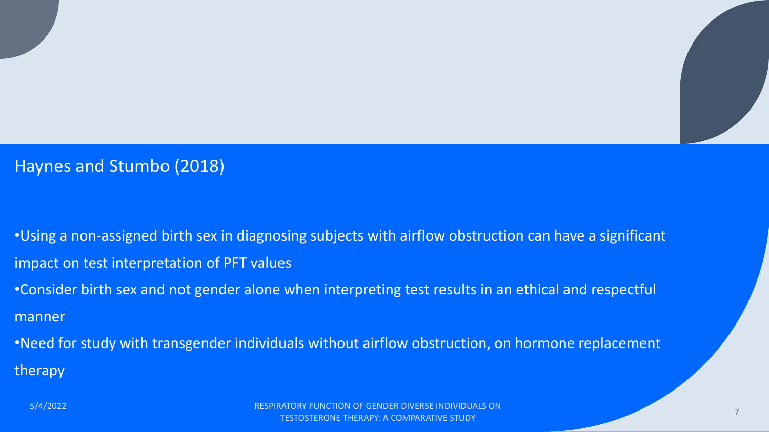## Haynes and Stumbo (2018)

- Using a non-assigned birth sex in diagnosing subjects with airflow obstruction can have a significant impact on test interpretation of PFT values
- Consider birth sex and not gender alone when interpreting test results in an ethical and respectful manner
- Need for study with transgender individuals without airflow obstruction, on hormone replacement therapy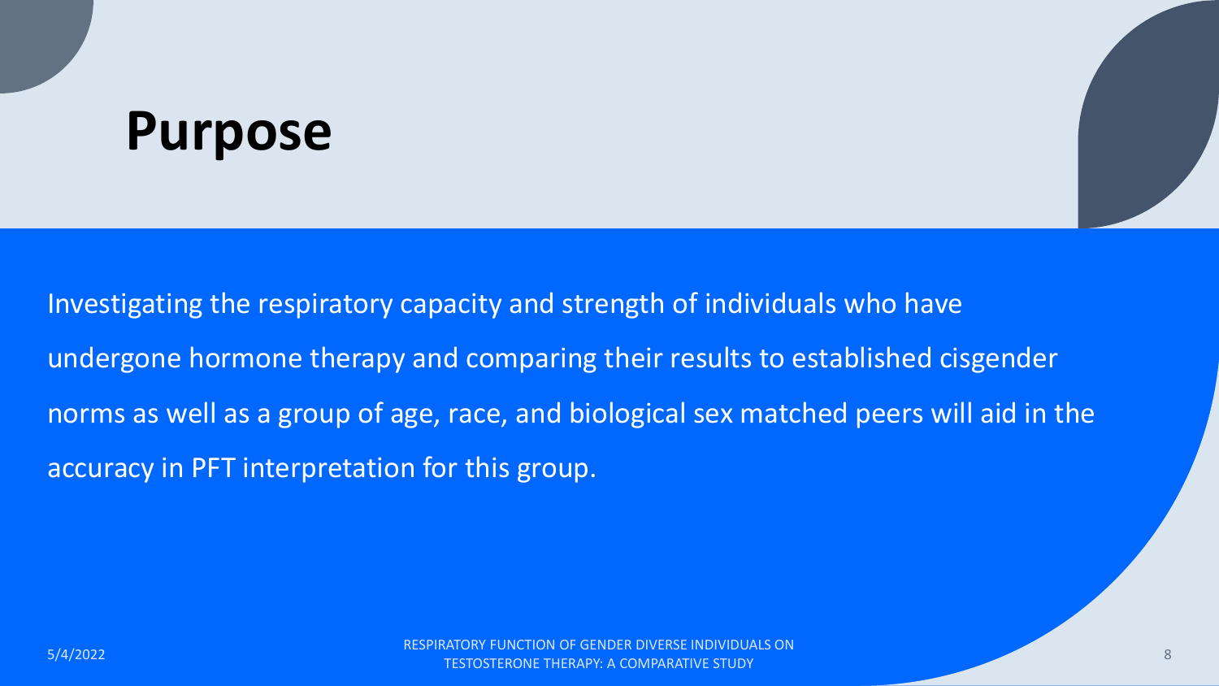# Purpose

Investigating the respiratory capacity and strength of individuals who have undergone hormone therapy and comparing their results to established cisgender norms as well as a group of age, race, and biological sex matched peers will aid in the accuracy in PFT interpretation for this group.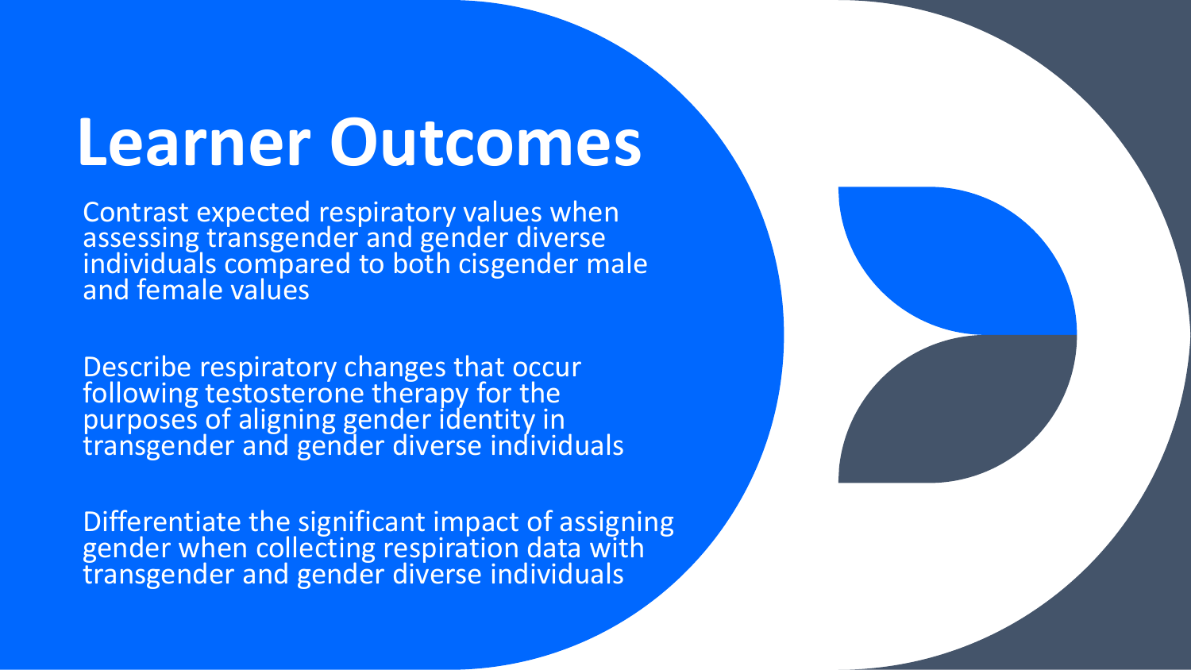# Learner Outcomes

Contrast expected respiratory values when assessing transgender and gender diverse individuals compared to both cisgender male and female values

Describe respiratory changes that occur following testosterone therapy for the purposes of aligning gender identity in transgender and gender diverse individuals

Differentiate the significant impact of assigning gender when collecting respiration data with transgender and gender diverse individuals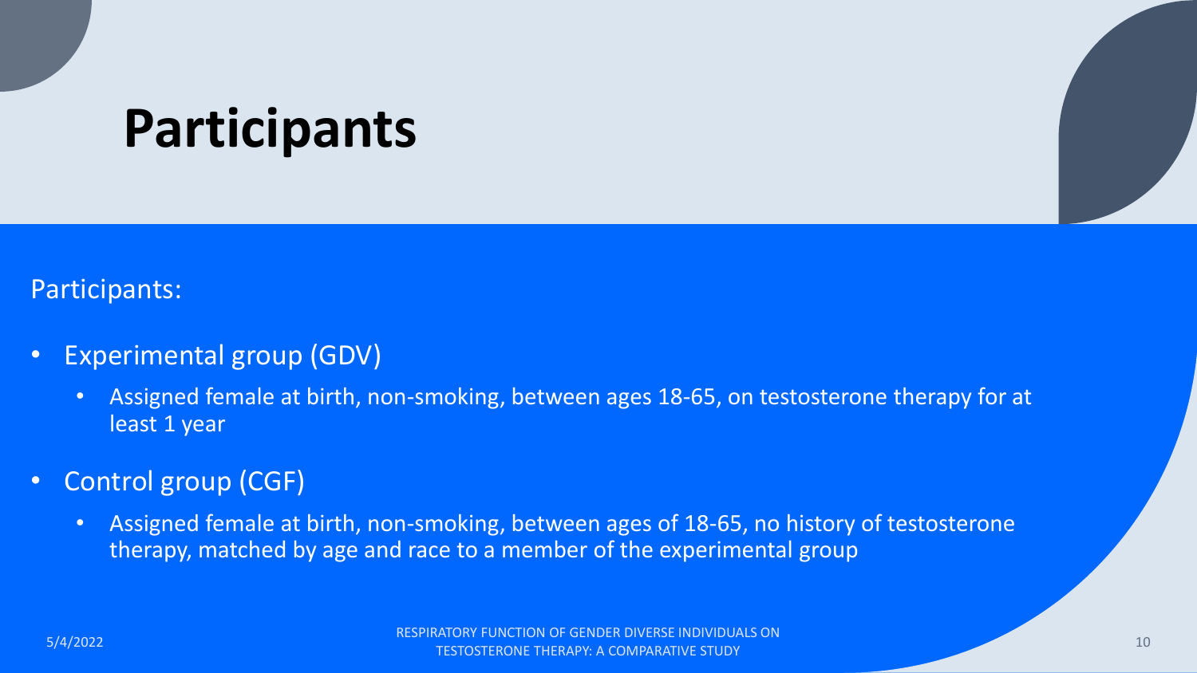# Participants

Participants:

- Experimental group (GDV)
  - Assigned female at birth, non-smoking, between ages 18-65, on testosterone therapy for at least 1 year
- Control group (CGF)
  - Assigned female at birth, non-smoking, between ages of 18-65, no history of testosterone therapy, matched by age and race to a member of the experimental group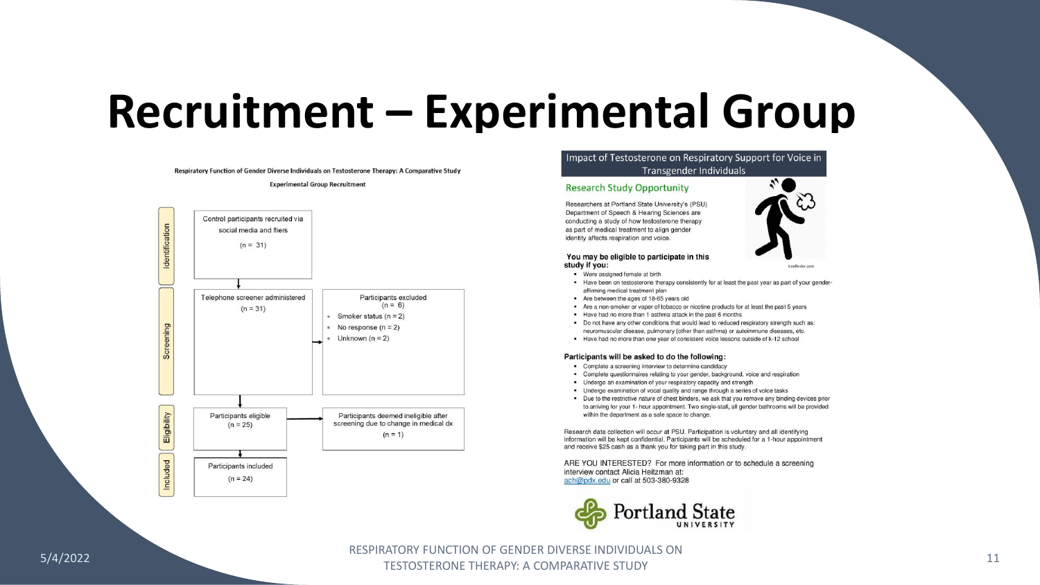# Recruitment – Experimental Group

**Respiratory Function of Gender Diverse Individuals on Testosterone Therapy: A Comparative Study**

**Experimental Group Recruitment**

**Identification**

Control participants recruited via social media and fliers (n = 31)

**Screening**

Telephone screener administered (n = 31)

Participants excluded (n = 6)
- Smoker status (n = 2)
- No response (n = 2)
- Unknown (n = 2)

**Eligibility**

Participants eligible (n = 25)

Participants deemed ineligible after screening due to change in medical dx (n = 1)

**Included**

Participants included (n = 24)

## Impact of Testosterone on Respiratory Support for Voice in Transgender Individuals

### Research Study Opportunity

Researchers at Portland State University's (PSU) Department of Speech & Hearing Sciences are conducting a study of how testosterone therapy as part of medical treatment to align gender identity affects respiration and voice.

iconfinder.com

**You may be eligible to participate in this study if you:**

- Were assigned female at birth
- Have been on testosterone therapy consistently for at least the past year as part of your gender-affirming medical treatment plan
- Are between the ages of 18-65 years old
- Are a non-smoker or vaper of tobacco or nicotine products for at least the past 5 years
- Have had no more than 1 asthma attack in the past 6 months
- Do not have any other conditions that would lead to reduced respiratory strength such as: neuromuscular disease, pulmonary (other than asthma) or autoimmune diseases, etc.
- Have had no more than one year of consistent voice lessons outside of k-12 school

**Participants will be asked to do the following:**

- Complete a screening interview to determine candidacy
- Complete questionnaires relating to your gender, background, voice and respiration
- Undergo an examination of your respiratory capacity and strength
- Undergo examination of vocal quality and range through a series of voice tasks
- Due to the restrictive nature of chest binders, we ask that you remove any binding devices prior to arriving for your 1- hour appointment. Two single-stall, all gender bathrooms will be provided within the department as a safe space to change.

Research data collection will occur at PSU. Participation is voluntary and all identifying information will be kept confidential. Participants will be scheduled for a 1-hour appointment and receive $25 cash as a thank you for taking part in this study.

ARE YOU INTERESTED? For more information or to schedule a screening interview contact Alicia Heitzman at: ach@pdx.edu or call at 503-380-9328

Portland State UNIVERSITY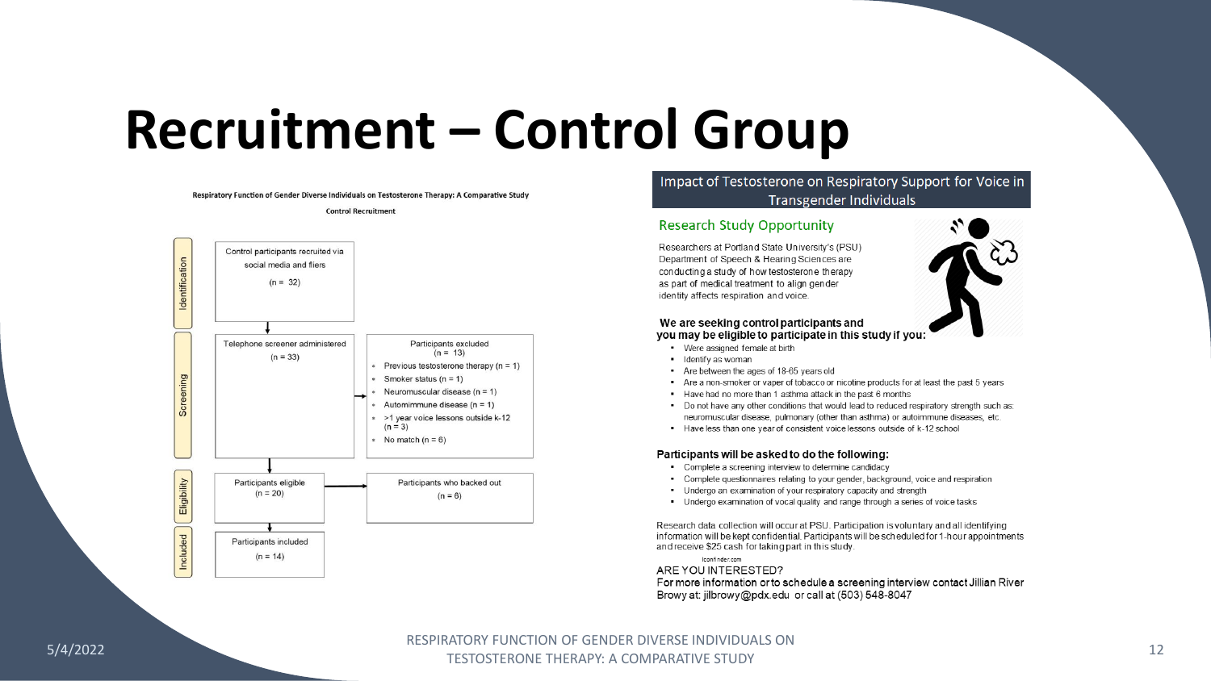# Recruitment – Control Group

**Respiratory Function of Gender Diverse Individuals on Testosterone Therapy: A Comparative Study**

**Control Recruitment**

**Identification**

Control participants recruited via social media and fliers (n = 32)

**Screening**

Telephone screener administered (n = 33)

Participants excluded (n = 13)
- Previous testosterone therapy (n = 1)
- Smoker status (n = 1)
- Neuromuscular disease (n = 1)
- Autoimmune disease (n = 1)
- >1 year voice lessons outside k-12 (n = 3)
- No match (n = 6)

**Eligibility**

Participants eligible (n = 20)

Participants who backed out (n = 6)

**Included**

Participants included (n = 14)

## Impact of Testosterone on Respiratory Support for Voice in Transgender Individuals

### Research Study Opportunity

Researchers at Portland State University's (PSU) Department of Speech & Hearing Sciences are conducting a study of how testosterone therapy as part of medical treatment to align gender identity affects respiration and voice.

**We are seeking control participants and you may be eligible to participate in this study if you:**

- Were assigned female at birth
- Identify as woman
- Are between the ages of 18-65 years old
- Are a non-smoker or vaper of tobacco or nicotine products for at least the past 5 years
- Have had no more than 1 asthma attack in the past 6 months
- Do not have any other conditions that would lead to reduced respiratory strength such as: neuromuscular disease, pulmonary (other than asthma) or autoimmune diseases, etc.
- Have less than one year of consistent voice lessons outside of k-12 school

**Participants will be asked to do the following:**

- Complete a screening interview to determine candidacy
- Complete questionnaires relating to your gender, background, voice and respiration
- Undergo an examination of your respiratory capacity and strength
- Undergo examination of vocal quality and range through a series of voice tasks

Research data collection will occur at PSU. Participation is voluntary and all identifying information will be kept confidential. Participants will be scheduled for 1-hour appointments and receive $25 cash for taking part in this study.

Iconfinder.com

ARE YOU INTERESTED?

For more information or to schedule a screening interview contact Jillian River Browy at: jilbrowy@pdx.edu or call at (503) 548-8047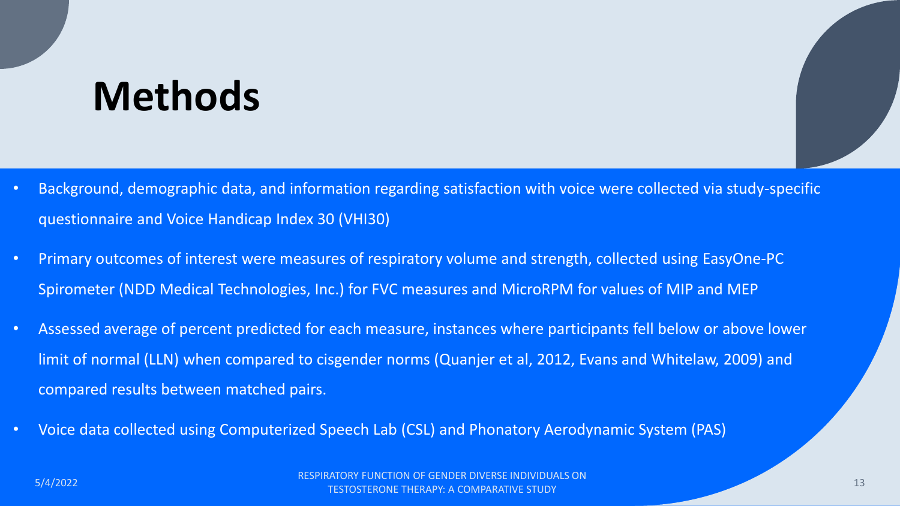# Methods

- Background, demographic data, and information regarding satisfaction with voice were collected via study-specific questionnaire and Voice Handicap Index 30 (VHI30)
- Primary outcomes of interest were measures of respiratory volume and strength, collected using EasyOne-PC Spirometer (NDD Medical Technologies, Inc.) for FVC measures and MicroRPM for values of MIP and MEP
- Assessed average of percent predicted for each measure, instances where participants fell below or above lower limit of normal (LLN) when compared to cisgender norms (Quanjer et al, 2012, Evans and Whitelaw, 2009) and compared results between matched pairs.
- Voice data collected using Computerized Speech Lab (CSL) and Phonatory Aerodynamic System (PAS)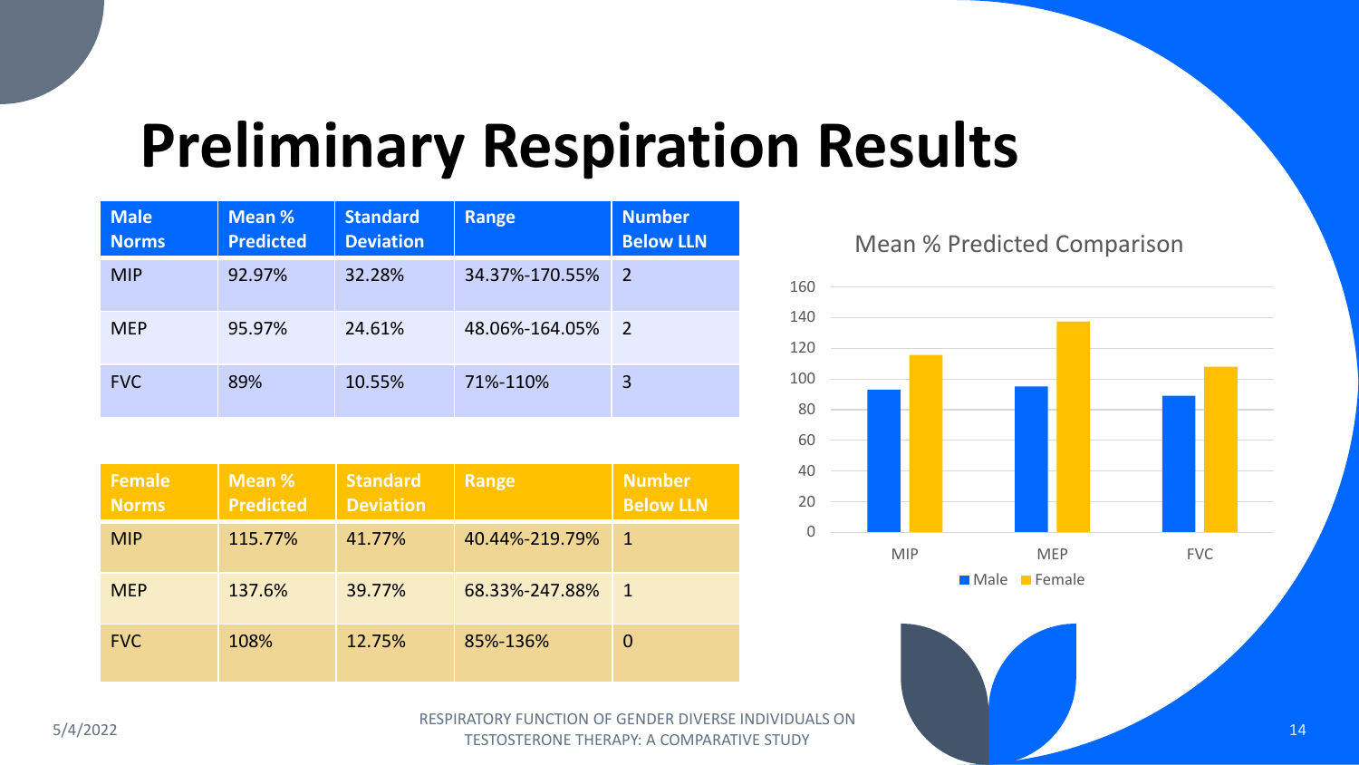# Preliminary Respiration Results

| Male Norms | Mean % Predicted | Standard Deviation | Range | Number Below LLN |
|---|---|---|---|---|
| MIP | 92.97% | 32.28% | 34.37%-170.55% | 2 |
| MEP | 95.97% | 24.61% | 48.06%-164.05% | 2 |
| FVC | 89% | 10.55% | 71%-110% | 3 |

| Female Norms | Mean % Predicted | Standard Deviation | Range | Number Below LLN |
|---|---|---|---|---|
| MIP | 115.77% | 41.77% | 40.44%-219.79% | 1 |
| MEP | 137.6% | 39.77% | 68.33%-247.88% | 1 |
| FVC | 108% | 12.75% | 85%-136% | 0 |

Mean % Predicted Comparison

| | Male | Female |
|---|---|---|
| MIP | 92.97 | 115.77 |
| MEP | 95.97 | 137.6 |
| FVC | 89 | 108 |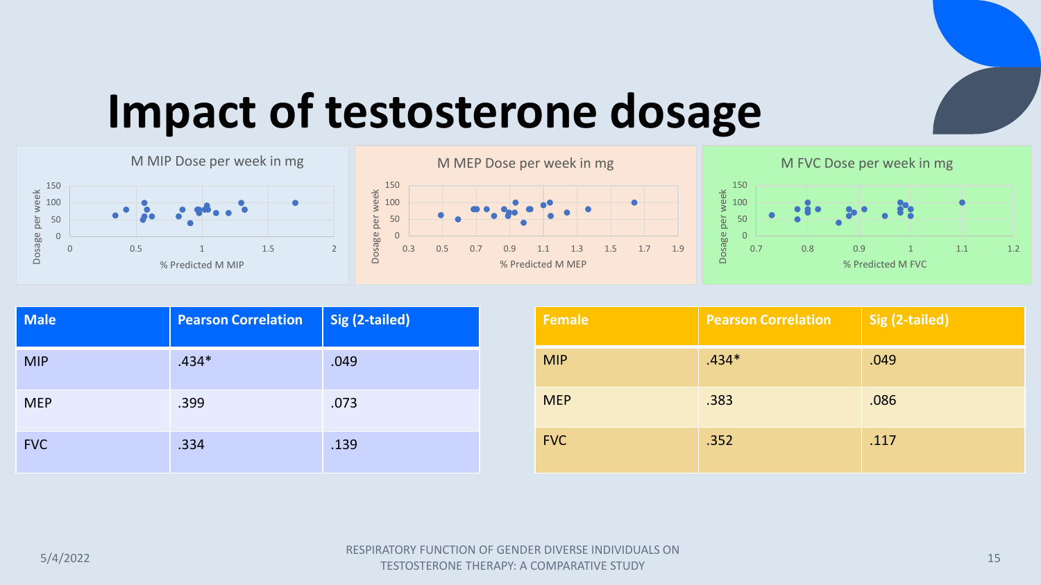# Impact of testosterone dosage

M MIP Dose per week in mg

M MEP Dose per week in mg

M FVC Dose per week in mg

| Male | Pearson Correlation | Sig (2-tailed) |
|---|---|---|
| MIP | .434* | .049 |
| MEP | .399 | .073 |
| FVC | .334 | .139 |

| Female | Pearson Correlation | Sig (2-tailed) |
|---|---|---|
| MIP | .434* | .049 |
| MEP | .383 | .086 |
| FVC | .352 | .117 |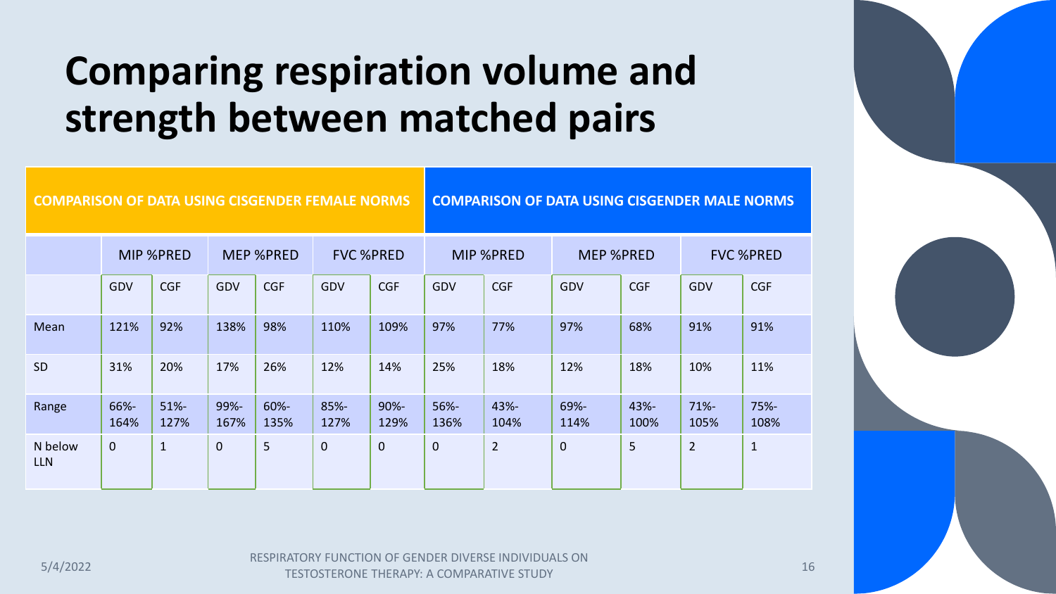# Comparing respiration volume and strength between matched pairs

| | COMPARISON OF DATA USING CISGENDER FEMALE NORMS | | | | | | COMPARISON OF DATA USING CISGENDER MALE NORMS | | | | | |
|---|---|---|---|---|---|---|---|---|---|---|---|---|
| | MIP %PRED | | MEP %PRED | | FVC %PRED | | MIP %PRED | | MEP %PRED | | FVC %PRED | |
| | GDV | CGF | GDV | CGF | GDV | CGF | GDV | CGF | GDV | CGF | GDV | CGF |
| Mean | 121% | 92% | 138% | 98% | 110% | 109% | 97% | 77% | 97% | 68% | 91% | 91% |
| SD | 31% | 20% | 17% | 26% | 12% | 14% | 25% | 18% | 12% | 18% | 10% | 11% |
| Range | 66%-164% | 51%-127% | 99%-167% | 60%-135% | 85%-127% | 90%-129% | 56%-136% | 43%-104% | 69%-114% | 43%-100% | 71%-105% | 75%-108% |
| N below LLN | 0 | 1 | 0 | 5 | 0 | 0 | 0 | 2 | 0 | 5 | 2 | 1 |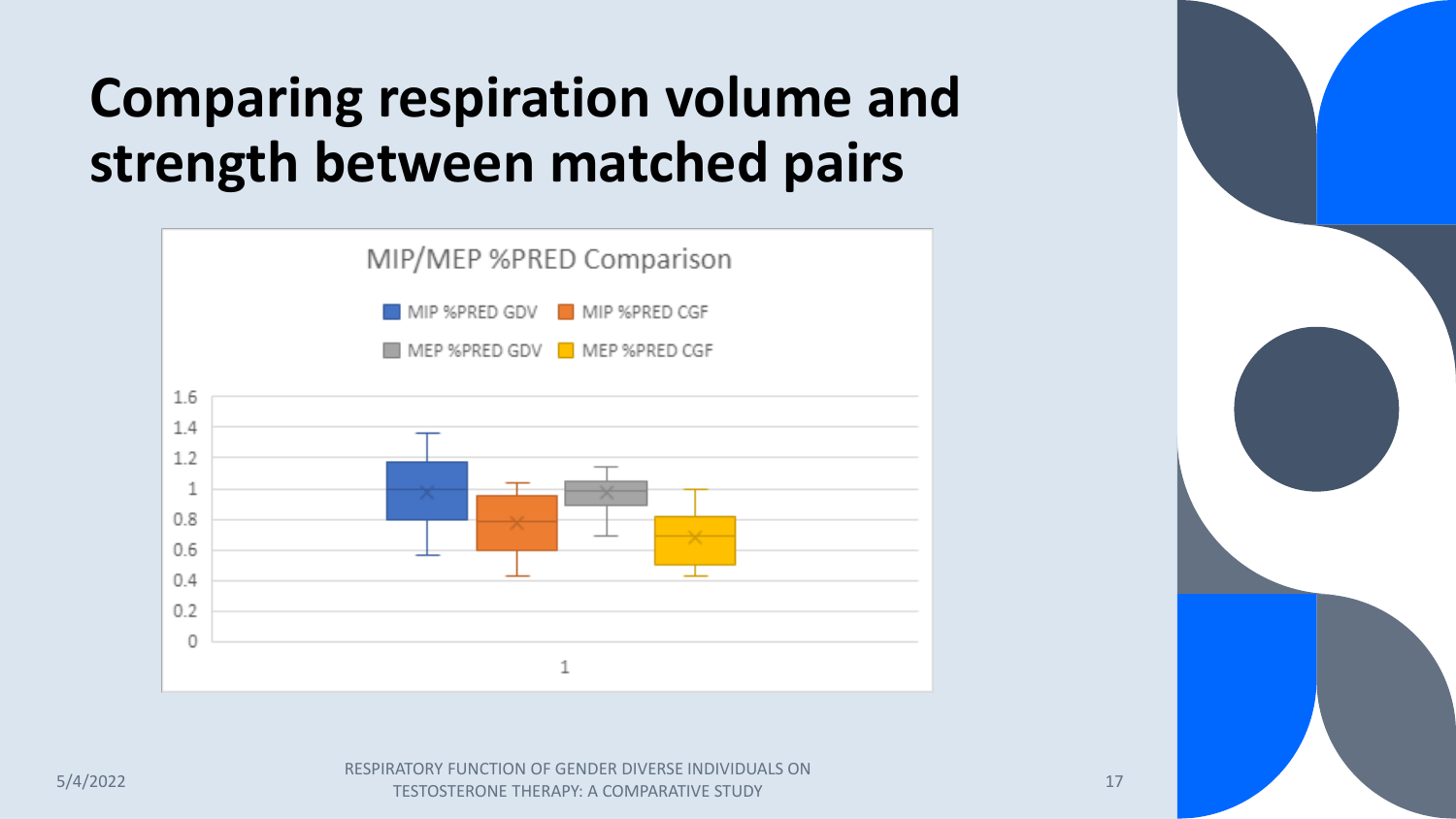# Comparing respiration volume and strength between matched pairs

MIP/MEP %PRED Comparison

MIP %PRED GDV | MIP %PRED CGF | MEP %PRED GDV | MEP %PRED CGF

1.6
1.4
1.2
1
0.8
0.6
0.4
0.2
0

1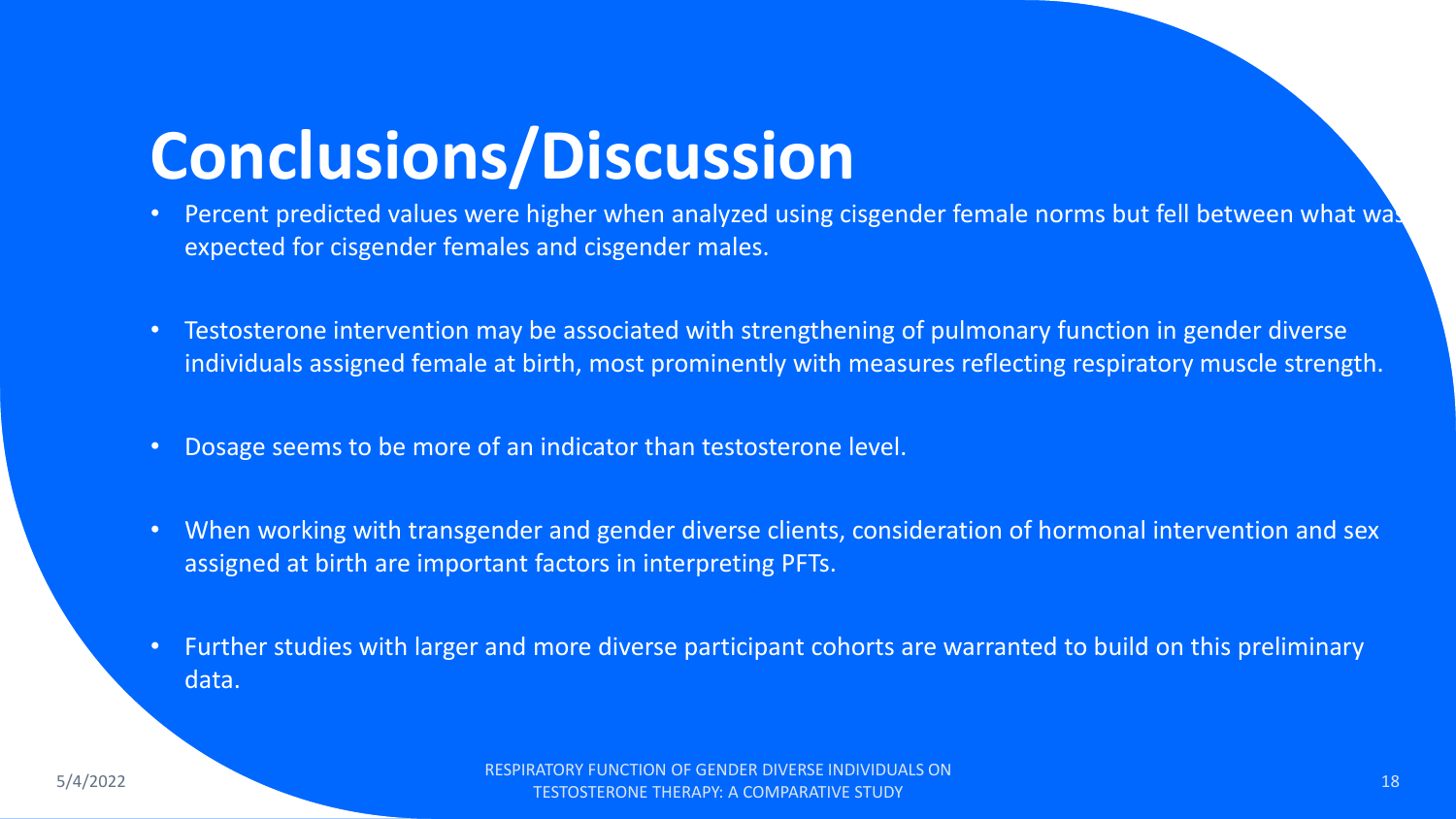# Conclusions/Discussion

- Percent predicted values were higher when analyzed using cisgender female norms but fell between what was expected for cisgender females and cisgender males.
- Testosterone intervention may be associated with strengthening of pulmonary function in gender diverse individuals assigned female at birth, most prominently with measures reflecting respiratory muscle strength.
- Dosage seems to be more of an indicator than testosterone level.
- When working with transgender and gender diverse clients, consideration of hormonal intervention and sex assigned at birth are important factors in interpreting PFTs.
- Further studies with larger and more diverse participant cohorts are warranted to build on this preliminary data.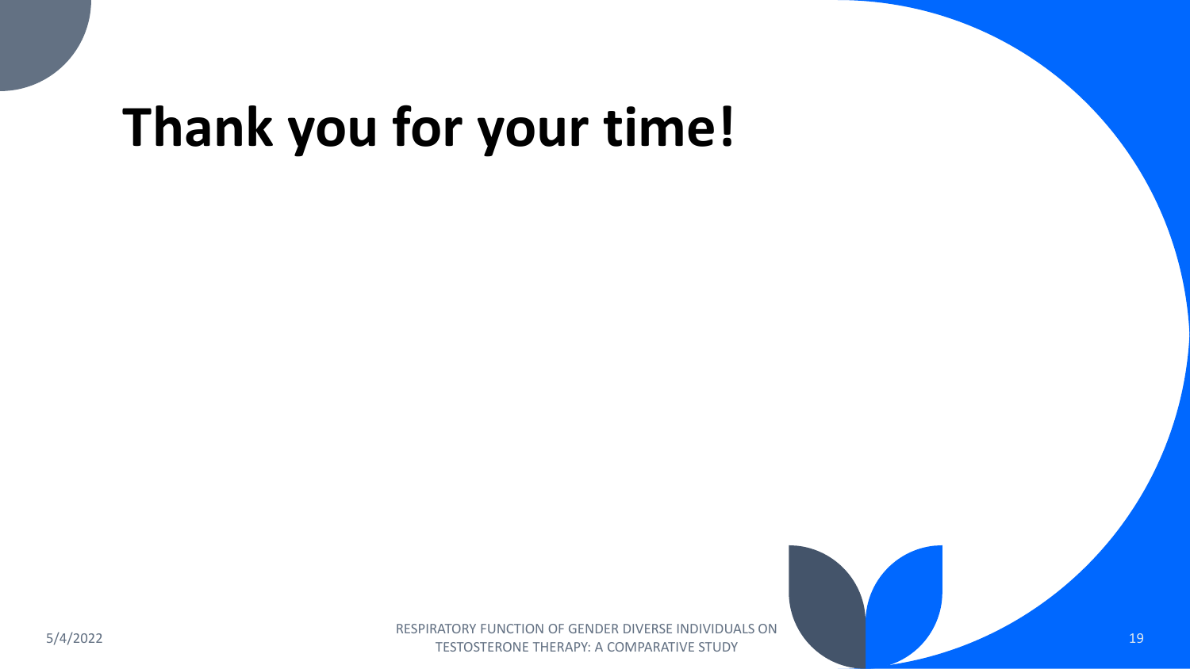# Thank you for your time!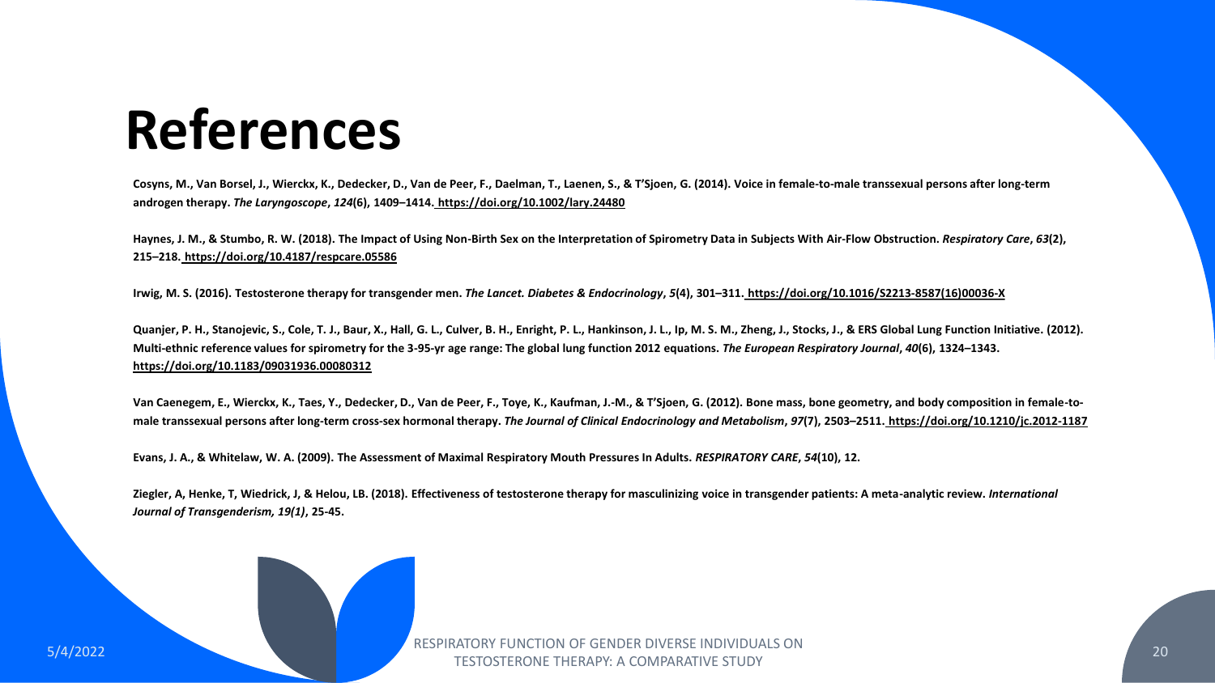# References

**Cosyns, M., Van Borsel, J., Wierckx, K., Dedecker, D., Van de Peer, F., Daelman, T., Laenen, S., & T'Sjoen, G. (2014). Voice in female-to-male transsexual persons after long-term androgen therapy. *The Laryngoscope*, *124*(6), 1409–1414. https://doi.org/10.1002/lary.24480**

**Haynes, J. M., & Stumbo, R. W. (2018). The Impact of Using Non-Birth Sex on the Interpretation of Spirometry Data in Subjects With Air-Flow Obstruction. *Respiratory Care*, *63*(2), 215–218. https://doi.org/10.4187/respcare.05586**

**Irwig, M. S. (2016). Testosterone therapy for transgender men. *The Lancet. Diabetes & Endocrinology*, *5*(4), 301–311. https://doi.org/10.1016/S2213-8587(16)00036-X**

**Quanjer, P. H., Stanojevic, S., Cole, T. J., Baur, X., Hall, G. L., Culver, B. H., Enright, P. L., Hankinson, J. L., Ip, M. S. M., Zheng, J., Stocks, J., & ERS Global Lung Function Initiative. (2012). Multi-ethnic reference values for spirometry for the 3-95-yr age range: The global lung function 2012 equations. *The European Respiratory Journal*, *40*(6), 1324–1343. https://doi.org/10.1183/09031936.00080312**

**Van Caenegem, E., Wierckx, K., Taes, Y., Dedecker, D., Van de Peer, F., Toye, K., Kaufman, J.-M., & T'Sjoen, G. (2012). Bone mass, bone geometry, and body composition in female-to-male transsexual persons after long-term cross-sex hormonal therapy. *The Journal of Clinical Endocrinology and Metabolism*, *97*(7), 2503–2511. https://doi.org/10.1210/jc.2012-1187**

**Evans, J. A., & Whitelaw, W. A. (2009). The Assessment of Maximal Respiratory Mouth Pressures In Adults. *RESPIRATORY CARE*, *54*(10), 12.**

**Ziegler, A, Henke, T, Wiedrick, J, & Helou, LB. (2018). Effectiveness of testosterone therapy for masculinizing voice in transgender patients: A meta-analytic review. *International Journal of Transgenderism, 19(1)*, 25-45.**